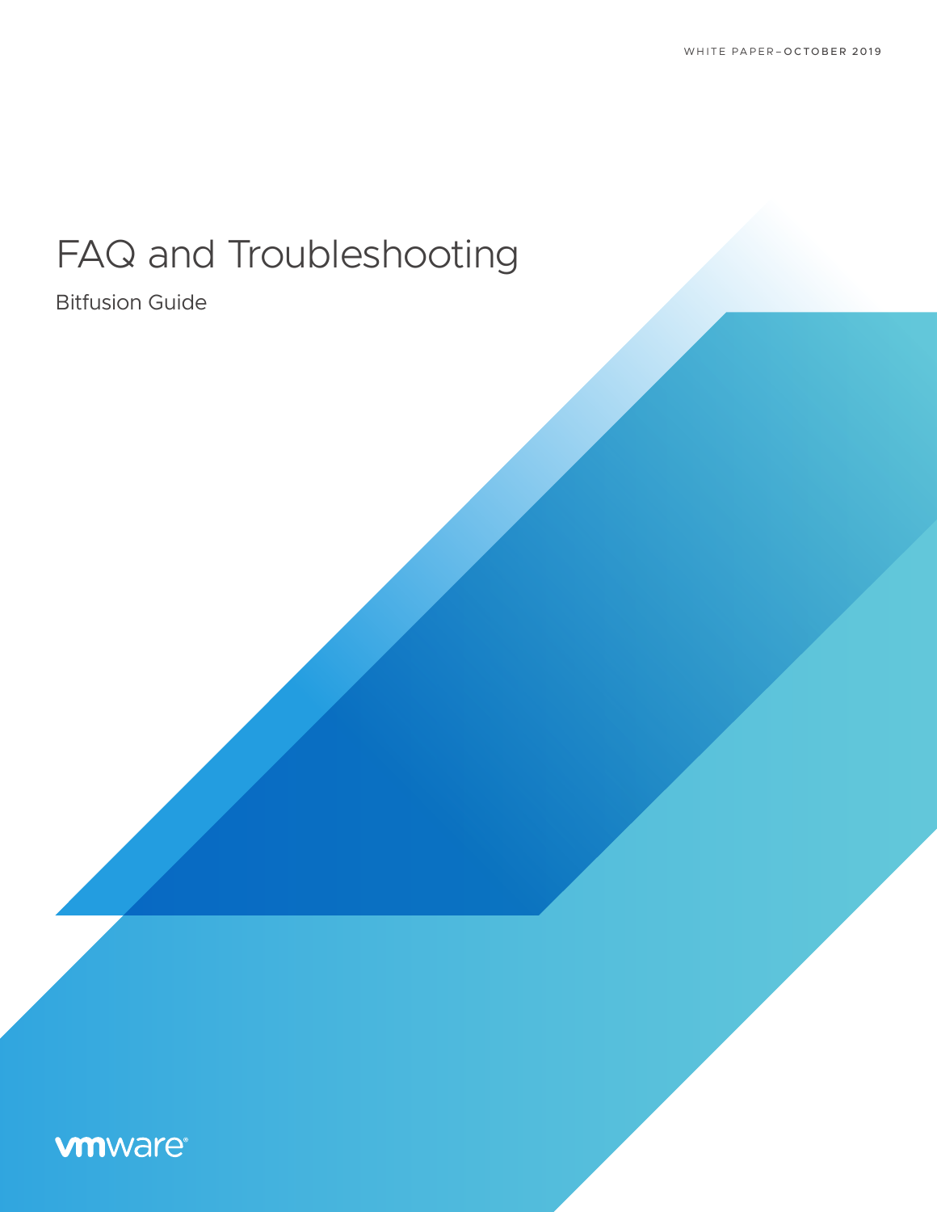WHITE PAPER–OCTOBER 2019

# FAQ and Troubleshooting

Bitfusion Guide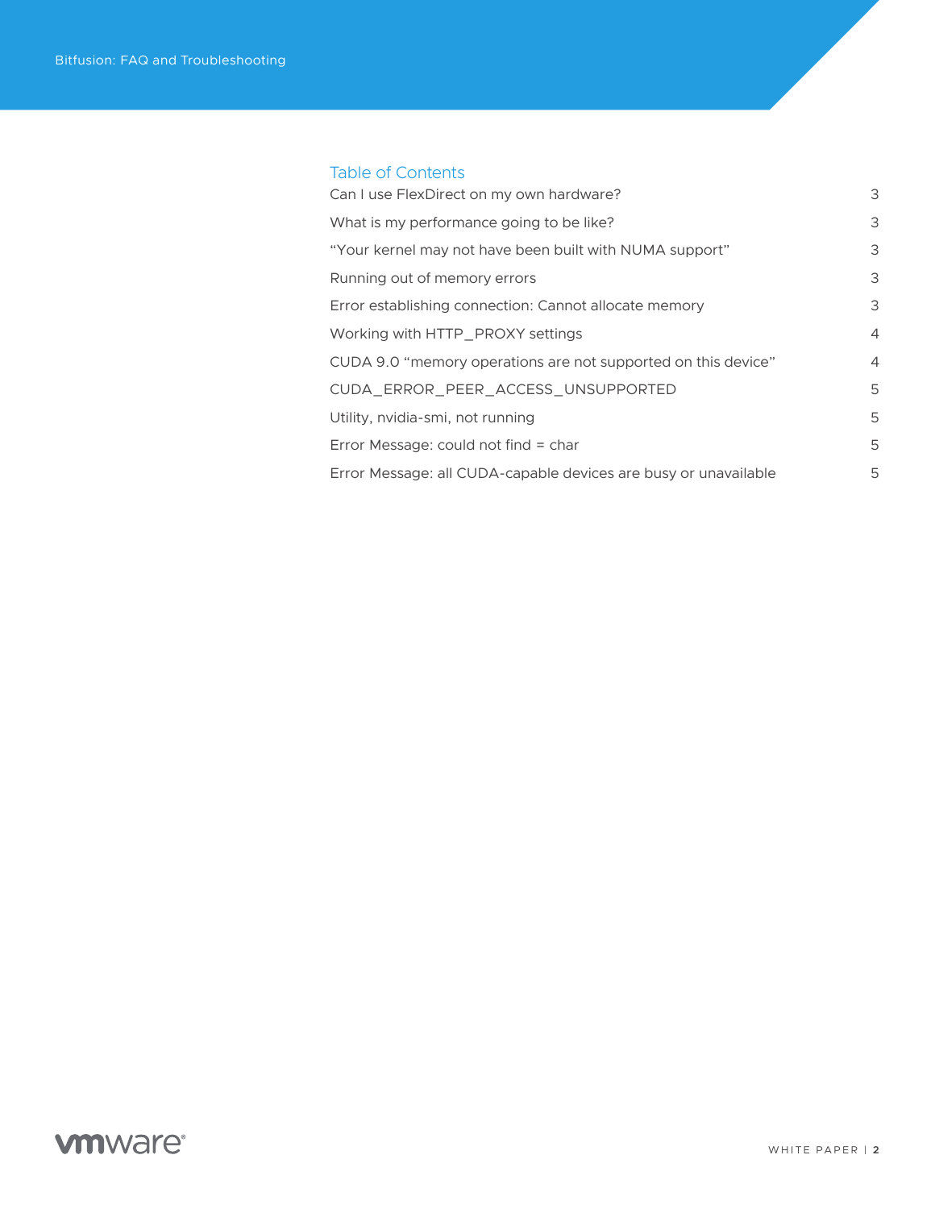## Table of Contents

| | |
|---|---|
| Can I use FlexDirect on my own hardware? | 3 |
| What is my performance going to be like? | 3 |
| "Your kernel may not have been built with NUMA support" | 3 |
| Running out of memory errors | 3 |
| Error establishing connection: Cannot allocate memory | 3 |
| Working with HTTP_PROXY settings | 4 |
| CUDA 9.0 "memory operations are not supported on this device" | 4 |
| CUDA_ERROR_PEER_ACCESS_UNSUPPORTED | 5 |
| Utility, nvidia-smi, not running | 5 |
| Error Message: could not find = char | 5 |
| Error Message: all CUDA-capable devices are busy or unavailable | 5 |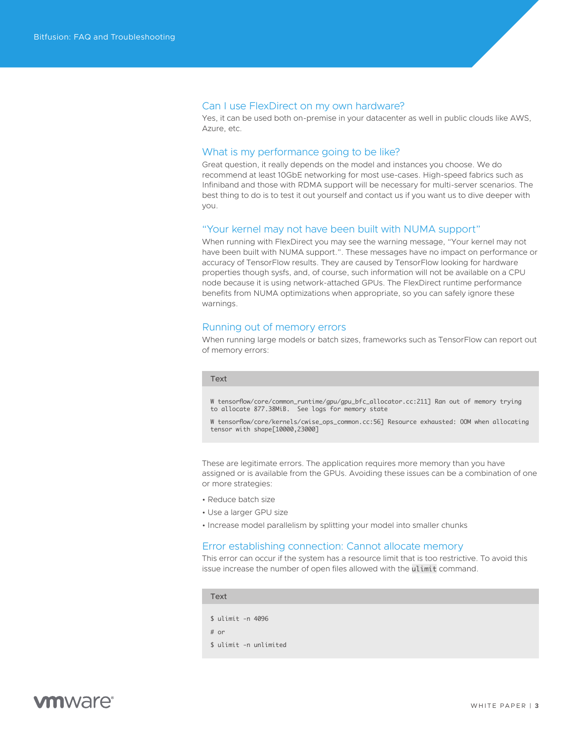## Can I use FlexDirect on my own hardware?

Yes, it can be used both on-premise in your datacenter as well in public clouds like AWS, Azure, etc.

## What is my performance going to be like?

Great question, it really depends on the model and instances you choose. We do recommend at least 10GbE networking for most use-cases. High-speed fabrics such as Infiniband and those with RDMA support will be necessary for multi-server scenarios. The best thing to do is to test it out yourself and contact us if you want us to dive deeper with you.

## "Your kernel may not have been built with NUMA support"

When running with FlexDirect you may see the warning message, "Your kernel may not have been built with NUMA support.". These messages have no impact on performance or accuracy of TensorFlow results. They are caused by TensorFlow looking for hardware properties though sysfs, and, of course, such information will not be available on a CPU node because it is using network-attached GPUs. The FlexDirect runtime performance benefits from NUMA optimizations when appropriate, so you can safely ignore these warnings.

## Running out of memory errors

When running large models or batch sizes, frameworks such as TensorFlow can report out of memory errors:

```
W tensorflow/core/common_runtime/gpu/gpu_bfc_allocator.cc:211] Ran out of memory trying
to allocate 877.38MiB.  See logs for memory state

W tensorflow/core/kernels/cwise_ops_common.cc:56] Resource exhausted: OOM when allocating
tensor with shape[10000,23000]
```

These are legitimate errors. The application requires more memory than you have assigned or is available from the GPUs. Avoiding these issues can be a combination of one or more strategies:

- Reduce batch size
- Use a larger GPU size
- Increase model parallelism by splitting your model into smaller chunks

## Error establishing connection: Cannot allocate memory

This error can occur if the system has a resource limit that is too restrictive. To avoid this issue increase the number of open files allowed with the `ulimit` command.

```
$ ulimit -n 4096
# or
$ ulimit -n unlimited
```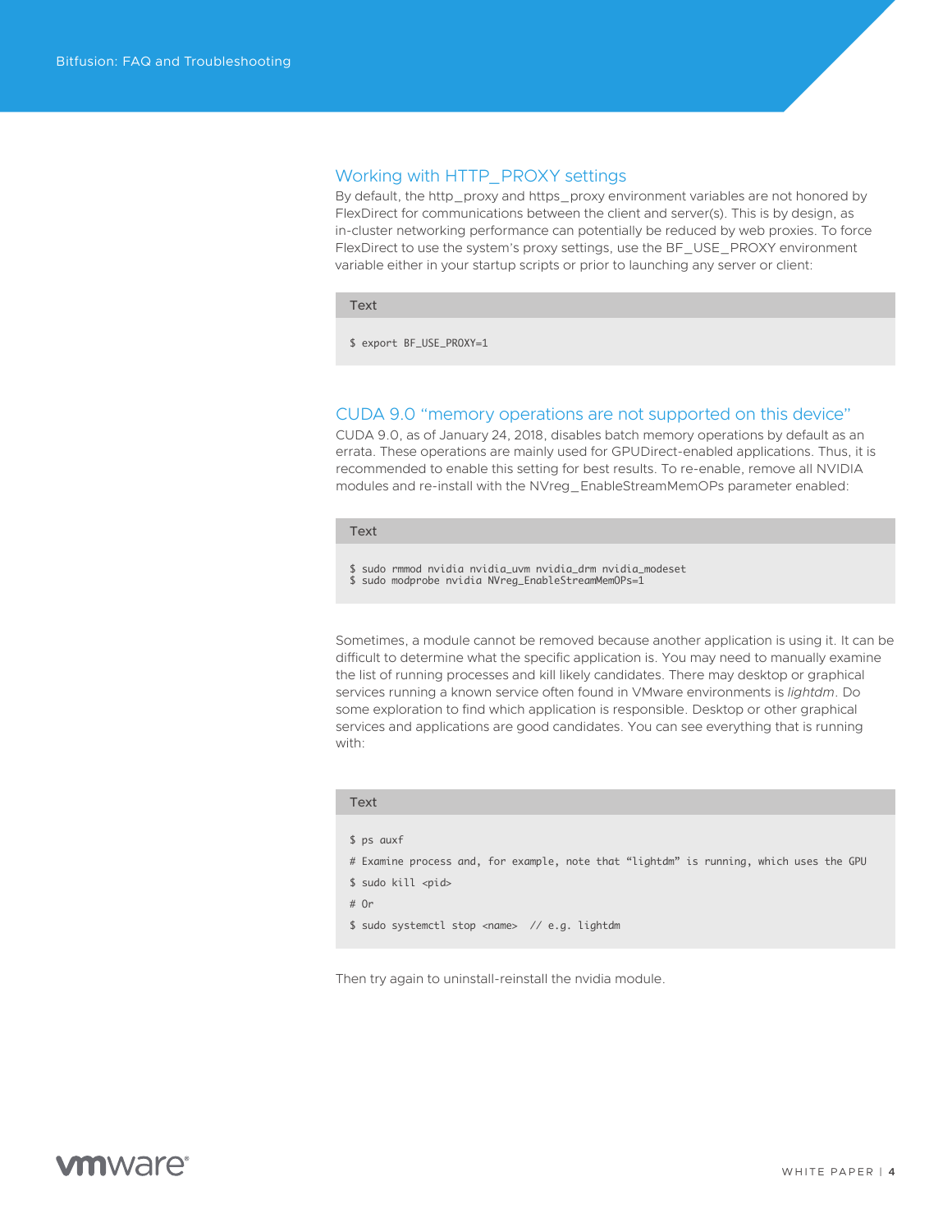## Working with HTTP_PROXY settings

By default, the http_proxy and https_proxy environment variables are not honored by FlexDirect for communications between the client and server(s). This is by design, as in-cluster networking performance can potentially be reduced by web proxies. To force FlexDirect to use the system's proxy settings, use the BF_USE_PROXY environment variable either in your startup scripts or prior to launching any server or client:

Text

```
$ export BF_USE_PROXY=1
```

## CUDA 9.0 "memory operations are not supported on this device"

CUDA 9.0, as of January 24, 2018, disables batch memory operations by default as an errata. These operations are mainly used for GPUDirect-enabled applications. Thus, it is recommended to enable this setting for best results. To re-enable, remove all NVIDIA modules and re-install with the NVreg_EnableStreamMemOPs parameter enabled:

Text

```
$ sudo rmmod nvidia nvidia_uvm nvidia_drm nvidia_modeset
$ sudo modprobe nvidia NVreg_EnableStreamMemOPs=1
```

Sometimes, a module cannot be removed because another application is using it. It can be difficult to determine what the specific application is. You may need to manually examine the list of running processes and kill likely candidates. There may desktop or graphical services running a known service often found in VMware environments is *lightdm*. Do some exploration to find which application is responsible. Desktop or other graphical services and applications are good candidates. You can see everything that is running with:

Text

```
$ ps auxf
# Examine process and, for example, note that "lightdm" is running, which uses the GPU
$ sudo kill <pid>
# Or
$ sudo systemctl stop <name>  // e.g. lightdm
```

Then try again to uninstall-reinstall the nvidia module.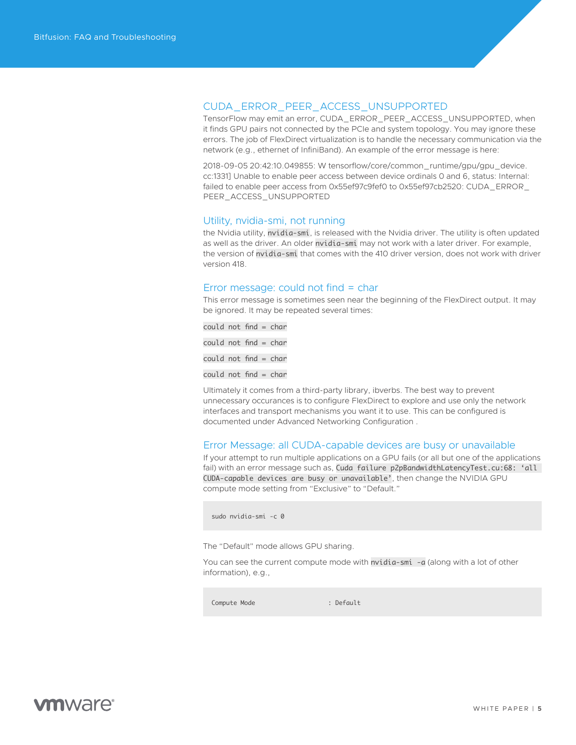## CUDA_ERROR_PEER_ACCESS_UNSUPPORTED

TensorFlow may emit an error, CUDA_ERROR_PEER_ACCESS_UNSUPPORTED, when it finds GPU pairs not connected by the PCIe and system topology. You may ignore these errors. The job of FlexDirect virtualization is to handle the necessary communication via the network (e.g., ethernet of InfiniBand). An example of the error message is here:

2018-09-05 20:42:10.049855: W tensorflow/core/common_runtime/gpu/gpu_device.cc:1331] Unable to enable peer access between device ordinals 0 and 6, status: Internal: failed to enable peer access from 0x55ef97c9fef0 to 0x55ef97cb2520: CUDA_ERROR_PEER_ACCESS_UNSUPPORTED

## Utility, nvidia-smi, not running

the Nvidia utility, `nvidia-smi`, is released with the Nvidia driver. The utility is often updated as well as the driver. An older `nvidia-smi` may not work with a later driver. For example, the version of `nvidia-smi` that comes with the 410 driver version, does not work with driver version 418.

## Error message: could not find = char

This error message is sometimes seen near the beginning of the FlexDirect output. It may be ignored. It may be repeated several times:

```
could not find = char
could not find = char
could not find = char
could not find = char
```

Ultimately it comes from a third-party library, ibverbs. The best way to prevent unnecessary occurances is to configure FlexDirect to explore and use only the network interfaces and transport mechanisms you want it to use. This can be configured is documented under Advanced Networking Configuration .

## Error Message: all CUDA-capable devices are busy or unavailable

If your attempt to run multiple applications on a GPU fails (or all but one of the applications fail) with an error message such as, `Cuda failure p2pBandwidthLatencyTest.cu:68: 'all CUDA-capable devices are busy or unavailable'`, then change the NVIDIA GPU compute mode setting from "Exclusive" to "Default."

```
sudo nvidia-smi -c 0
```

The "Default" mode allows GPU sharing.

You can see the current compute mode with `nvidia-smi -a` (along with a lot of other information), e.g.,

```
Compute Mode                    : Default
```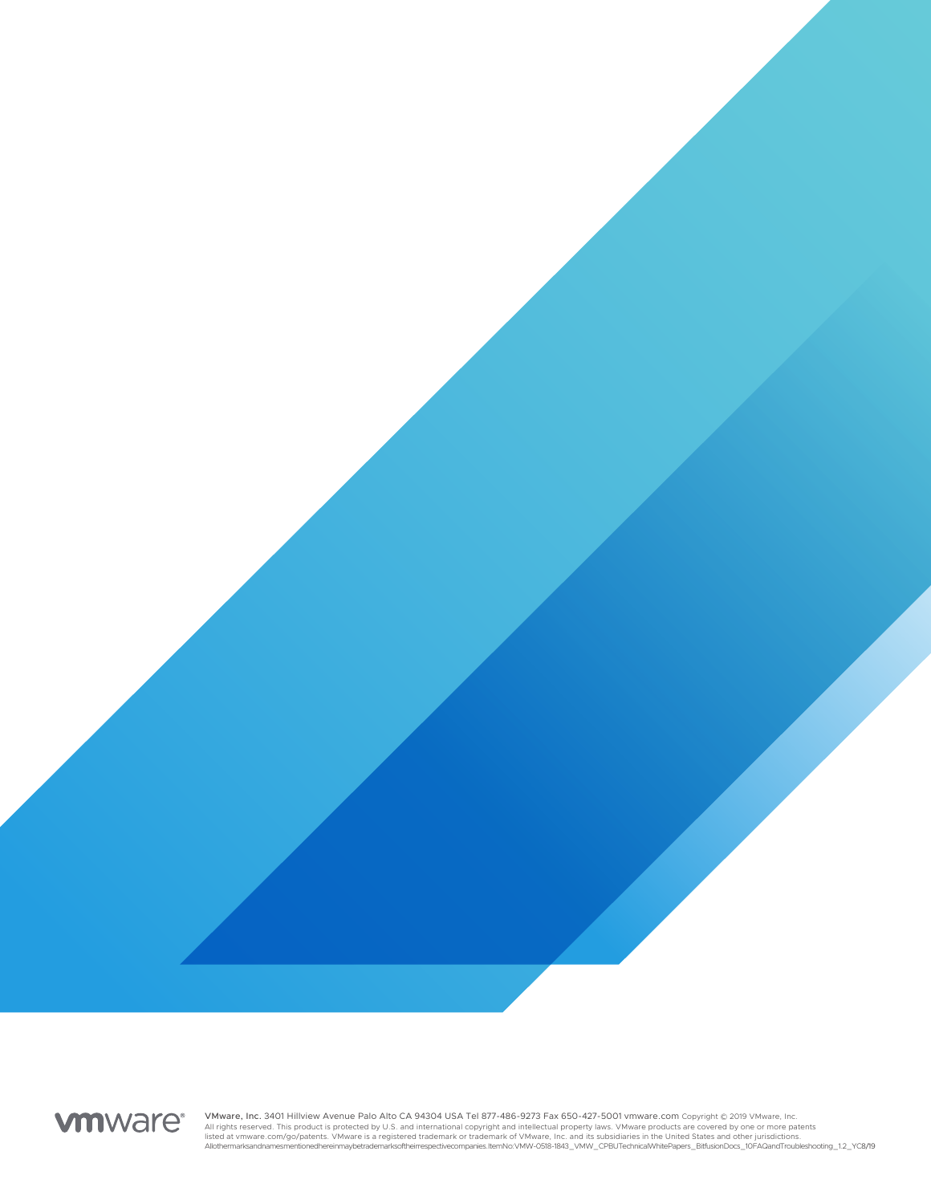VMware, Inc. 3401 Hillview Avenue Palo Alto CA 94304 USA Tel 877-486-9273 Fax 650-427-5001 vmware.com Copyright © 2019 VMware, Inc. All rights reserved. This product is protected by U.S. and international copyright and intellectual property laws. VMware products are covered by one or more patents listed at vmware.com/go/patents. VMware is a registered trademark or trademark of VMware, Inc. and its subsidiaries in the United States and other jurisdictions. Allothermarksandnamesmentionedhereinmaybetrademarksoftheirrespectivecompanies.ItemNo:VMW-0518-1843_VMW_CPBUTechnicalWhitePapers_BitfusionDocs_10FAQandTroubleshooting_1.2_YC8/19